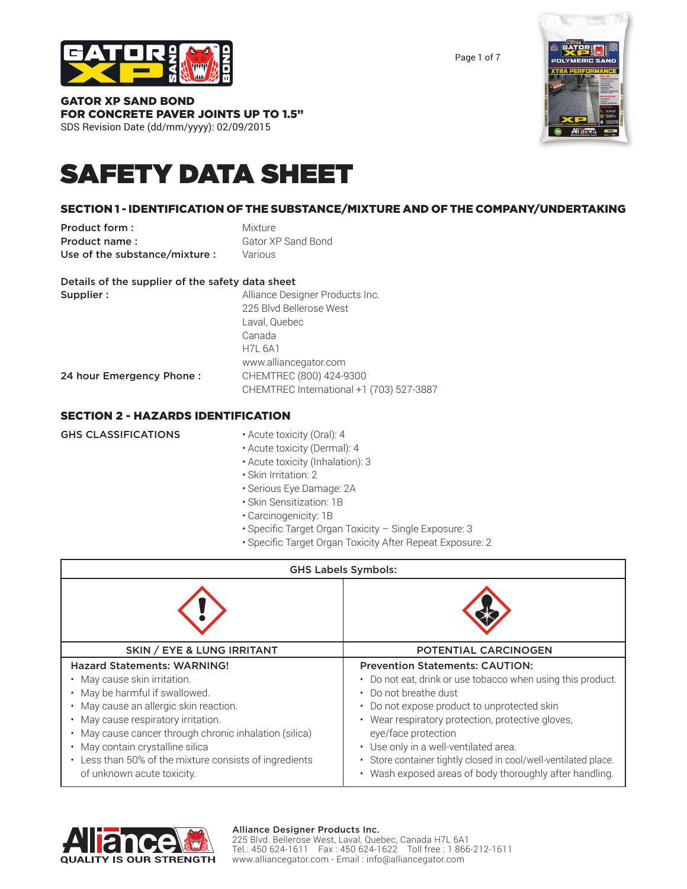**GATOR XP SAND BOND**
**FOR CONCRETE PAVER JOINTS UP TO 1.5"**
SDS Revision Date (dd/mm/yyyy): 02/09/2015

# SAFETY DATA SHEET

## SECTION 1 - IDENTIFICATION OF THE SUBSTANCE/MIXTURE AND OF THE COMPANY/UNDERTAKING

**Product form :** Mixture
**Product name :** Gator XP Sand Bond
**Use of the substance/mixture :** Various

**Details of the supplier of the safety data sheet**

**Supplier :**
Alliance Designer Products Inc.
225 Blvd Bellerose West
Laval, Quebec
Canada
H7L 6A1
www.alliancegator.com

**24 hour Emergency Phone :**
CHEMTREC (800) 424-9300
CHEMTREC International +1 (703) 527-3887

## SECTION 2 - HAZARDS IDENTIFICATION

**GHS CLASSIFICATIONS**

- Acute toxicity (Oral): 4
- Acute toxicity (Dermal): 4
- Acute toxicity (Inhalation): 3
- Skin Irritation: 2
- Serious Eye Damage: 2A
- Skin Sensitization: 1B
- Carcinogenicity: 1B
- Specific Target Organ Toxicity – Single Exposure: 3
- Specific Target Organ Toxicity After Repeat Exposure: 2

| GHS Labels Symbols: | |
|---|---|
| SKIN / EYE & LUNG IRRITANT | POTENTIAL CARCINOGEN |
| **Hazard Statements: WARNING!**<br>• May cause skin irritation.<br>• May be harmful if swallowed.<br>• May cause an allergic skin reaction.<br>• May cause respiratory irritation.<br>• May cause cancer through chronic inhalation (silica)<br>• May contain crystalline silica<br>• Less than 50% of the mixture consists of ingredients of unknown acute toxicity. | **Prevention Statements: CAUTION:**<br>• Do not eat, drink or use tobacco when using this product.<br>• Do not breathe dust<br>• Do not expose product to unprotected skin<br>• Wear respiratory protection, protective gloves, eye/face protection<br>• Use only in a well-ventilated area.<br>• Store container tightly closed in cool/well-ventilated place.<br>• Wash exposed areas of body thoroughly after handling. |

Alliance Designer Products Inc.
225 Blvd. Bellerose West, Laval, Quebec, Canada H7L 6A1
Tel.: 450 624-1611 Fax : 450 624-1622 Toll free : 1 866-212-1611
www.alliancegator.com - Email : info@alliancegator.com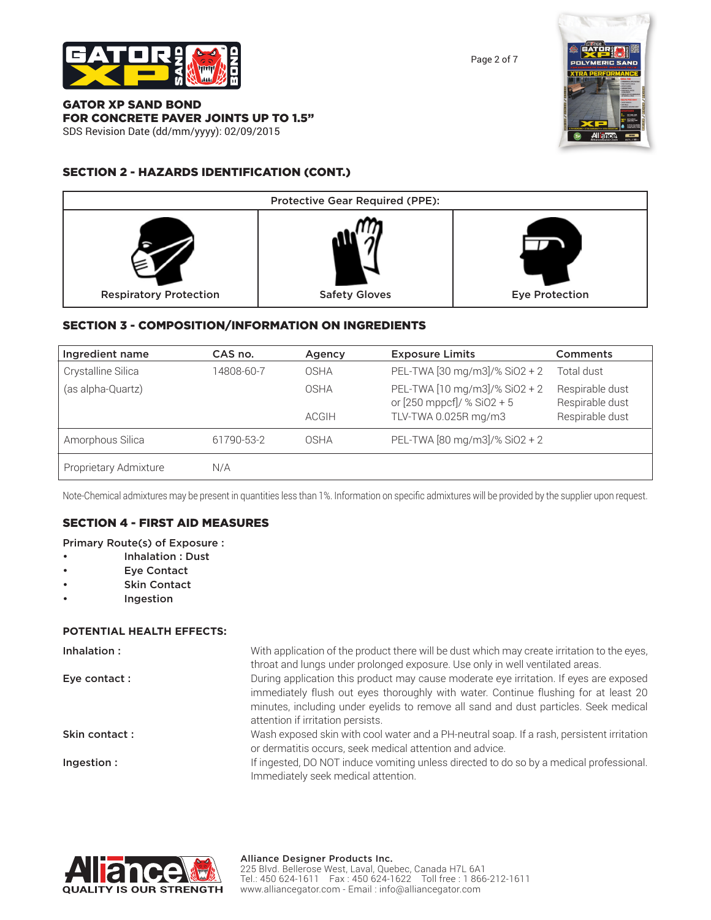GATOR XP SAND BOND
FOR CONCRETE PAVER JOINTS UP TO 1.5"
SDS Revision Date (dd/mm/yyyy): 02/09/2015

## SECTION 2 - HAZARDS IDENTIFICATION (CONT.)

| Protective Gear Required (PPE): | | |
|---|---|---|
| Respiratory Protection | Safety Gloves | Eye Protection |

## SECTION 3 - COMPOSITION/INFORMATION ON INGREDIENTS

| Ingredient name | CAS no. | Agency | Exposure Limits | Comments |
|---|---|---|---|---|
| Crystalline Silica | 14808-60-7 | OSHA | PEL-TWA [30 mg/m3]/% SiO2 + 2 | Total dust |
| (as alpha-Quartz) | | OSHA | PEL-TWA [10 mg/m3]/% SiO2 + 2 or [250 mppcf]/ % SiO2 + 5 | Respirable dust Respirable dust |
| | | ACGIH | TLV-TWA 0.025R mg/m3 | Respirable dust |
| Amorphous Silica | 61790-53-2 | OSHA | PEL-TWA [80 mg/m3]/% SiO2 + 2 | |
| Proprietary Admixture | N/A | | | |

Note-Chemical admixtures may be present in quantities less than 1%. Information on specific admixtures will be provided by the supplier upon request.

## SECTION 4 - FIRST AID MEASURES

Primary Route(s) of Exposure :

- Inhalation : Dust
- Eye Contact
- Skin Contact
- Ingestion

### POTENTIAL HEALTH EFFECTS:

**Inhalation :** With application of the product there will be dust which may create irritation to the eyes, throat and lungs under prolonged exposure. Use only in well ventilated areas.

**Eye contact :** During application this product may cause moderate eye irritation. If eyes are exposed immediately flush out eyes thoroughly with water. Continue flushing for at least 20 minutes, including under eyelids to remove all sand and dust particles. Seek medical attention if irritation persists.

**Skin contact :** Wash exposed skin with cool water and a PH-neutral soap. If a rash, persistent irritation or dermatitis occurs, seek medical attention and advice.

**Ingestion :** If ingested, DO NOT induce vomiting unless directed to do so by a medical professional. Immediately seek medical attention.

QUALITY IS OUR STRENGTH

Alliance Designer Products Inc.
225 Blvd. Bellerose West, Laval, Quebec, Canada H7L 6A1
Tel.: 450 624-1611 Fax : 450 624-1622 Toll free : 1 866-212-1611
www.alliancegator.com - Email : info@alliancegator.com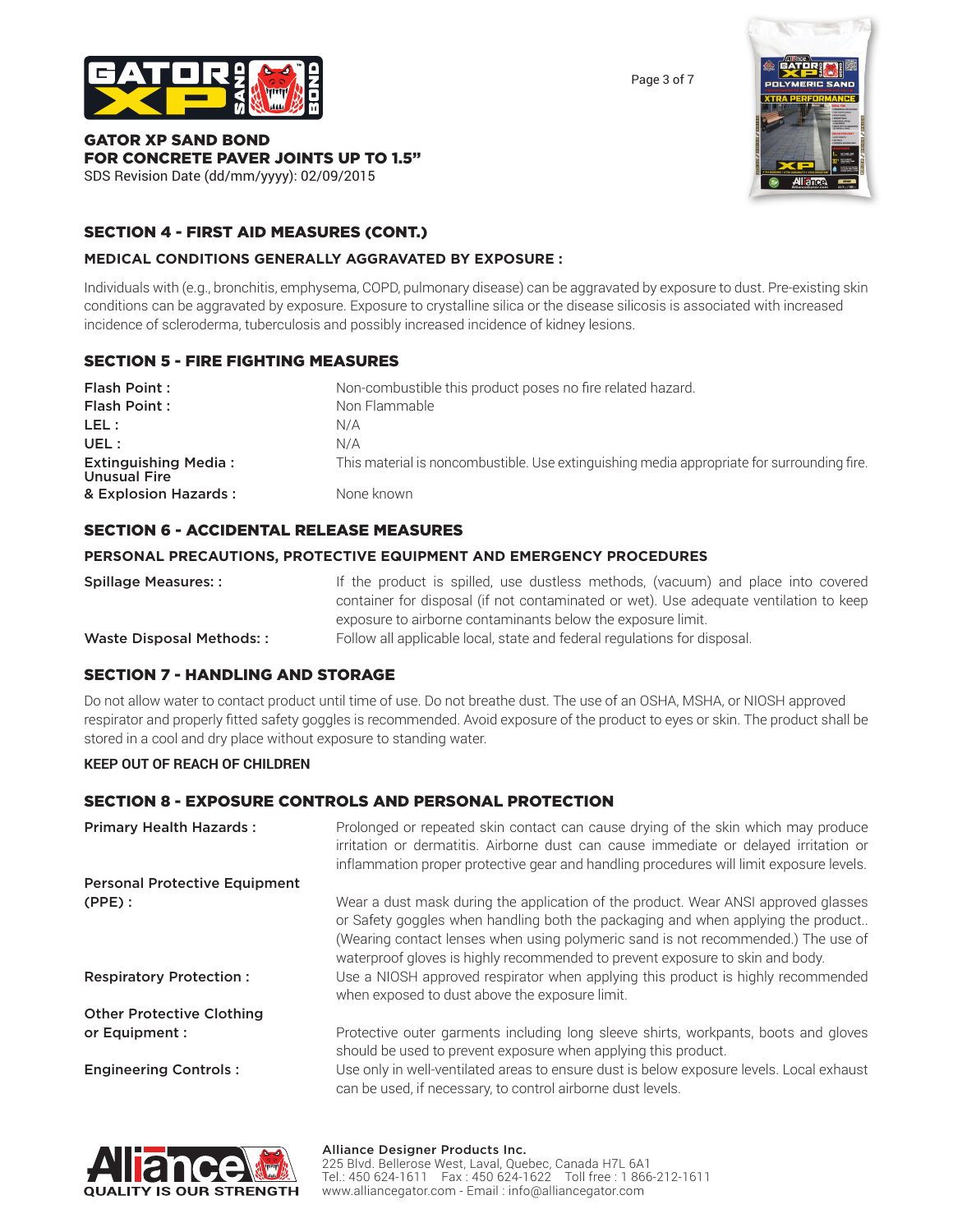## SECTION 4 - FIRST AID MEASURES (CONT.)

### MEDICAL CONDITIONS GENERALLY AGGRAVATED BY EXPOSURE :

Individuals with (e.g., bronchitis, emphysema, COPD, pulmonary disease) can be aggravated by exposure to dust. Pre-existing skin conditions can be aggravated by exposure. Exposure to crystalline silica or the disease silicosis is associated with increased incidence of scleroderma, tuberculosis and possibly increased incidence of kidney lesions.

## SECTION 5 - FIRE FIGHTING MEASURES

| | |
|---|---|
| **Flash Point :** | Non-combustible this product poses no fire related hazard. |
| **Flash Point :** | Non Flammable |
| **LEL :** | N/A |
| **UEL :** | N/A |
| **Extinguishing Media :** | This material is noncombustible. Use extinguishing media appropriate for surrounding fire. |
| **Unusual Fire & Explosion Hazards :** | None known |

## SECTION 6 - ACCIDENTAL RELEASE MEASURES

### PERSONAL PRECAUTIONS, PROTECTIVE EQUIPMENT AND EMERGENCY PROCEDURES

| | |
|---|---|
| **Spillage Measures: :** | If the product is spilled, use dustless methods, (vacuum) and place into covered container for disposal (if not contaminated or wet). Use adequate ventilation to keep exposure to airborne contaminants below the exposure limit. |
| **Waste Disposal Methods: :** | Follow all applicable local, state and federal regulations for disposal. |

## SECTION 7 - HANDLING AND STORAGE

Do not allow water to contact product until time of use. Do not breathe dust. The use of an OSHA, MSHA, or NIOSH approved respirator and properly fitted safety goggles is recommended. Avoid exposure of the product to eyes or skin. The product shall be stored in a cool and dry place without exposure to standing water.

**KEEP OUT OF REACH OF CHILDREN**

## SECTION 8 - EXPOSURE CONTROLS AND PERSONAL PROTECTION

| | |
|---|---|
| **Primary Health Hazards :** | Prolonged or repeated skin contact can cause drying of the skin which may produce irritation or dermatitis. Airborne dust can cause immediate or delayed irritation or inflammation proper protective gear and handling procedures will limit exposure levels. |
| **Personal Protective Equipment (PPE) :** | Wear a dust mask during the application of the product. Wear ANSI approved glasses or Safety goggles when handling both the packaging and when applying the product.. (Wearing contact lenses when using polymeric sand is not recommended.) The use of waterproof gloves is highly recommended to prevent exposure to skin and body. |
| **Respiratory Protection :** | Use a NIOSH approved respirator when applying this product is highly recommended when exposed to dust above the exposure limit. |
| **Other Protective Clothing or Equipment :** | Protective outer garments including long sleeve shirts, workpants, boots and gloves should be used to prevent exposure when applying this product. |
| **Engineering Controls :** | Use only in well-ventilated areas to ensure dust is below exposure levels. Local exhaust can be used, if necessary, to control airborne dust levels. |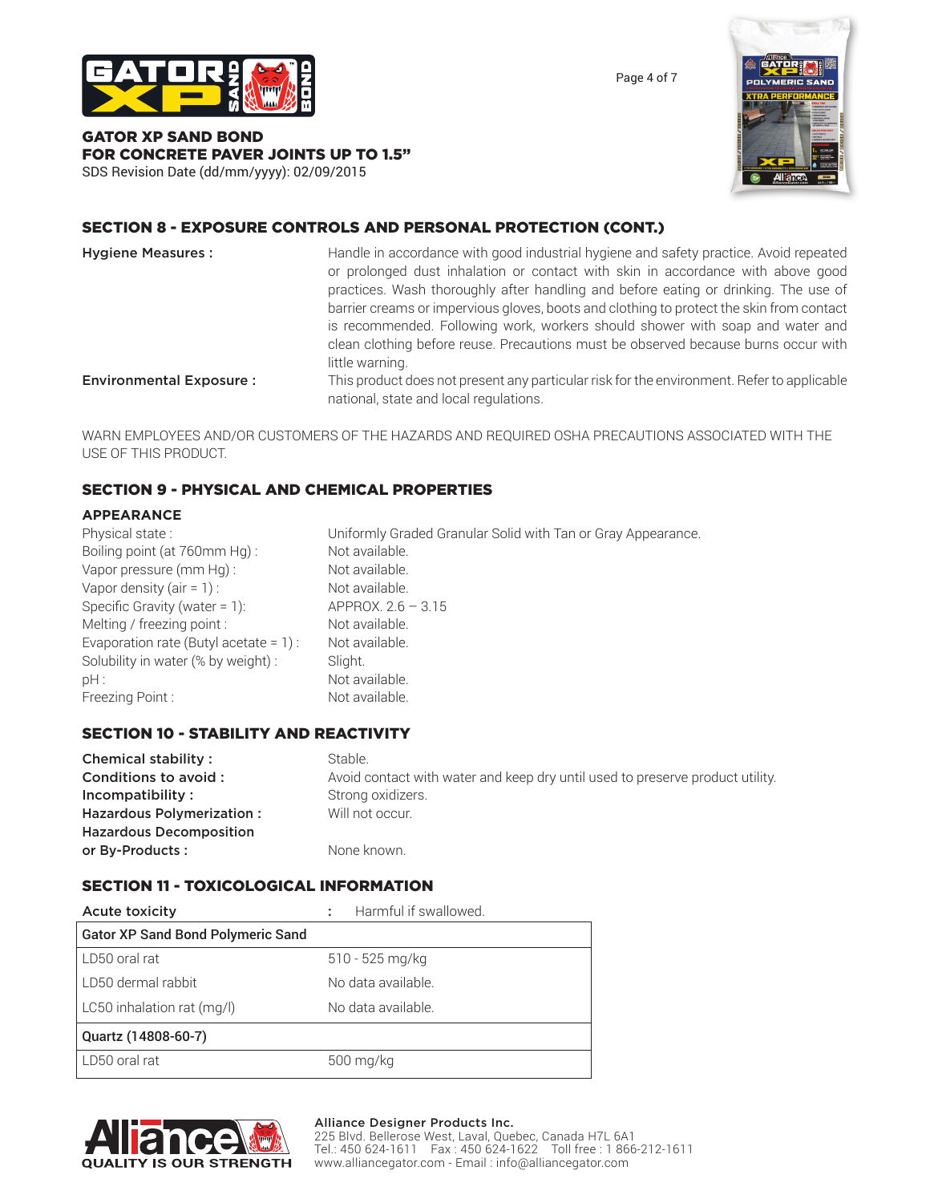**GATOR XP SAND BOND**
**FOR CONCRETE PAVER JOINTS UP TO 1.5"**
SDS Revision Date (dd/mm/yyyy): 02/09/2015

## SECTION 8 - EXPOSURE CONTROLS AND PERSONAL PROTECTION (CONT.)

**Hygiene Measures :** Handle in accordance with good industrial hygiene and safety practice. Avoid repeated or prolonged dust inhalation or contact with skin in accordance with above good practices. Wash thoroughly after handling and before eating or drinking. The use of barrier creams or impervious gloves, boots and clothing to protect the skin from contact is recommended. Following work, workers should shower with soap and water and clean clothing before reuse. Precautions must be observed because burns occur with little warning.

**Environmental Exposure :** This product does not present any particular risk for the environment. Refer to applicable national, state and local regulations.

WARN EMPLOYEES AND/OR CUSTOMERS OF THE HAZARDS AND REQUIRED OSHA PRECAUTIONS ASSOCIATED WITH THE USE OF THIS PRODUCT.

## SECTION 9 - PHYSICAL AND CHEMICAL PROPERTIES

### APPEARANCE

| | |
|---|---|
| Physical state : | Uniformly Graded Granular Solid with Tan or Gray Appearance. |
| Boiling point (at 760mm Hg) : | Not available. |
| Vapor pressure (mm Hg) : | Not available. |
| Vapor density (air = 1) : | Not available. |
| Specific Gravity (water = 1): | APPROX. 2.6 – 3.15 |
| Melting / freezing point : | Not available. |
| Evaporation rate (Butyl acetate = 1) : | Not available. |
| Solubility in water (% by weight) : | Slight. |
| pH : | Not available. |
| Freezing Point : | Not available. |

## SECTION 10 - STABILITY AND REACTIVITY

| | |
|---|---|
| **Chemical stability :** | Stable. |
| **Conditions to avoid :** | Avoid contact with water and keep dry until used to preserve product utility. |
| **Incompatibility :** | Strong oxidizers. |
| **Hazardous Polymerization :** | Will not occur. |
| **Hazardous Decomposition or By-Products :** | None known. |

## SECTION 11 - TOXICOLOGICAL INFORMATION

**Acute toxicity** : Harmful if swallowed.

| Gator XP Sand Bond Polymeric Sand | |
|---|---|
| LD50 oral rat | 510 - 525 mg/kg |
| LD50 dermal rabbit | No data available. |
| LC50 inhalation rat (mg/l) | No data available. |
| **Quartz (14808-60-7)** | |
| LD50 oral rat | 500 mg/kg |

**Alliance Designer Products Inc.**
225 Blvd. Bellerose West, Laval, Quebec, Canada H7L 6A1
Tel.: 450 624-1611 Fax : 450 624-1622 Toll free : 1 866-212-1611
www.alliancegator.com - Email : info@alliancegator.com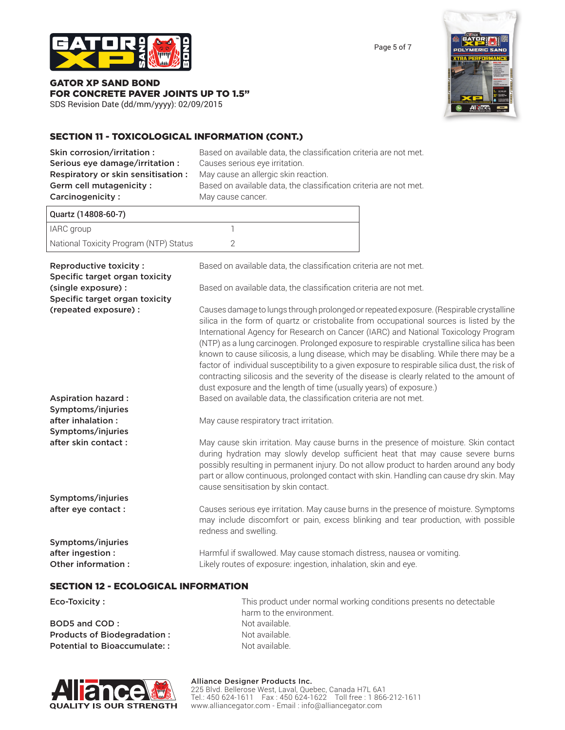**GATOR XP SAND BOND**
**FOR CONCRETE PAVER JOINTS UP TO 1.5"**
SDS Revision Date (dd/mm/yyyy): 02/09/2015

## SECTION 11 - TOXICOLOGICAL INFORMATION (CONT.)

**Skin corrosion/irritation :** Based on available data, the classification criteria are not met.
**Serious eye damage/irritation :** Causes serious eye irritation.
**Respiratory or skin sensitisation :** May cause an allergic skin reaction.
**Germ cell mutagenicity :** Based on available data, the classification criteria are not met.
**Carcinogenicity :** May cause cancer.

| Quartz (14808-60-7) | |
|---|---|
| IARC group | 1 |
| National Toxicity Program (NTP) Status | 2 |

**Reproductive toxicity :** Based on available data, the classification criteria are not met.

**Specific target organ toxicity (single exposure) :** Based on available data, the classification criteria are not met.

**Specific target organ toxicity (repeated exposure) :** Causes damage to lungs through prolonged or repeated exposure. (Respirable crystalline silica in the form of quartz or cristobalite from occupational sources is listed by the International Agency for Research on Cancer (IARC) and National Toxicology Program (NTP) as a lung carcinogen. Prolonged exposure to respirable crystalline silica has been known to cause silicosis, a lung disease, which may be disabling. While there may be a factor of individual susceptibility to a given exposure to respirable silica dust, the risk of contracting silicosis and the severity of the disease is clearly related to the amount of dust exposure and the length of time (usually years) of exposure.)

**Aspiration hazard :** Based on available data, the classification criteria are not met.

**Symptoms/injuries after inhalation :** May cause respiratory tract irritation.

**Symptoms/injuries after skin contact :** May cause skin irritation. May cause burns in the presence of moisture. Skin contact during hydration may slowly develop sufficient heat that may cause severe burns possibly resulting in permanent injury. Do not allow product to harden around any body part or allow continuous, prolonged contact with skin. Handling can cause dry skin. May cause sensitisation by skin contact.

**Symptoms/injuries after eye contact :** Causes serious eye irritation. May cause burns in the presence of moisture. Symptoms may include discomfort or pain, excess blinking and tear production, with possible redness and swelling.

**Symptoms/injuries after ingestion :** Harmful if swallowed. May cause stomach distress, nausea or vomiting.

**Other information :** Likely routes of exposure: ingestion, inhalation, skin and eye.

## SECTION 12 - ECOLOGICAL INFORMATION

**Eco-Toxicity :** This product under normal working conditions presents no detectable harm to the environment.

**BOD5 and COD :** Not available.
**Products of Biodegradation :** Not available.
**Potential to Bioaccumulate: :** Not available.

QUALITY IS OUR STRENGTH

**Alliance Designer Products Inc.**
225 Blvd. Bellerose West, Laval, Quebec, Canada H7L 6A1
Tel.: 450 624-1611 Fax : 450 624-1622 Toll free : 1 866-212-1611
www.alliancegator.com - Email : info@alliancegator.com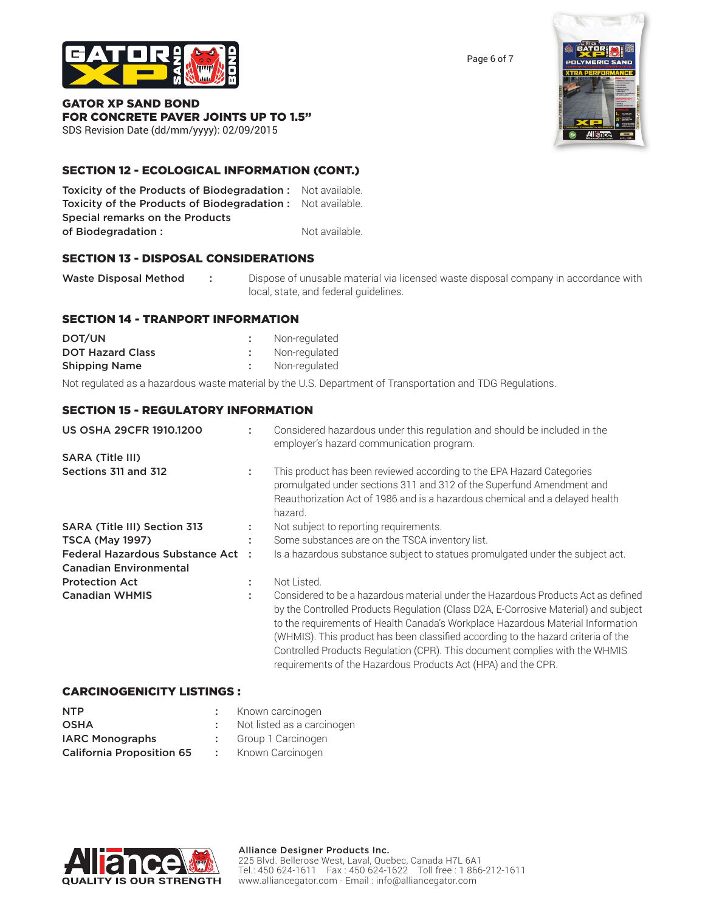**GATOR XP SAND BOND**
**FOR CONCRETE PAVER JOINTS UP TO 1.5"**
SDS Revision Date (dd/mm/yyyy): 02/09/2015

## SECTION 12 - ECOLOGICAL INFORMATION (CONT.)

| | |
|---|---|
| **Toxicity of the Products of Biodegradation :** | Not available. |
| **Toxicity of the Products of Biodegradation :** | Not available. |
| **Special remarks on the Products of Biodegradation :** | Not available. |

## SECTION 13 - DISPOSAL CONSIDERATIONS

| | | |
|---|---|---|
| **Waste Disposal Method** | : | Dispose of unusable material via licensed waste disposal company in accordance with local, state, and federal guidelines. |

## SECTION 14 - TRANPORT INFORMATION

| | | |
|---|---|---|
| **DOT/UN** | : | Non-regulated |
| **DOT Hazard Class** | : | Non-regulated |
| **Shipping Name** | : | Non-regulated |

Not regulated as a hazardous waste material by the U.S. Department of Transportation and TDG Regulations.

## SECTION 15 - REGULATORY INFORMATION

| | | |
|---|---|---|
| **US OSHA 29CFR 1910.1200** | : | Considered hazardous under this regulation and should be included in the employer's hazard communication program. |
| **SARA (Title III) Sections 311 and 312** | : | This product has been reviewed according to the EPA Hazard Categories promulgated under sections 311 and 312 of the Superfund Amendment and Reauthorization Act of 1986 and is a hazardous chemical and a delayed health hazard. |
| **SARA (Title III) Section 313** | : | Not subject to reporting requirements. |
| **TSCA (May 1997)** | : | Some substances are on the TSCA inventory list. |
| **Federal Hazardous Substance Act** | : | Is a hazardous substance subject to statues promulgated under the subject act. |
| **Canadian Environmental Protection Act** | : | Not Listed. |
| **Canadian WHMIS** | : | Considered to be a hazardous material under the Hazardous Products Act as defined by the Controlled Products Regulation (Class D2A, E-Corrosive Material) and subject to the requirements of Health Canada's Workplace Hazardous Material Information (WHMIS). This product has been classified according to the hazard criteria of the Controlled Products Regulation (CPR). This document complies with the WHMIS requirements of the Hazardous Products Act (HPA) and the CPR. |

## CARCINOGENICITY LISTINGS :

| | | |
|---|---|---|
| **NTP** | : | Known carcinogen |
| **OSHA** | : | Not listed as a carcinogen |
| **IARC Monographs** | : | Group 1 Carcinogen |
| **California Proposition 65** | : | Known Carcinogen |

QUALITY IS OUR STRENGTH

**Alliance Designer Products Inc.**
225 Blvd. Bellerose West, Laval, Quebec, Canada H7L 6A1
Tel.: 450 624-1611 Fax : 450 624-1622 Toll free : 1 866-212-1611
www.alliancegator.com - Email : info@alliancegator.com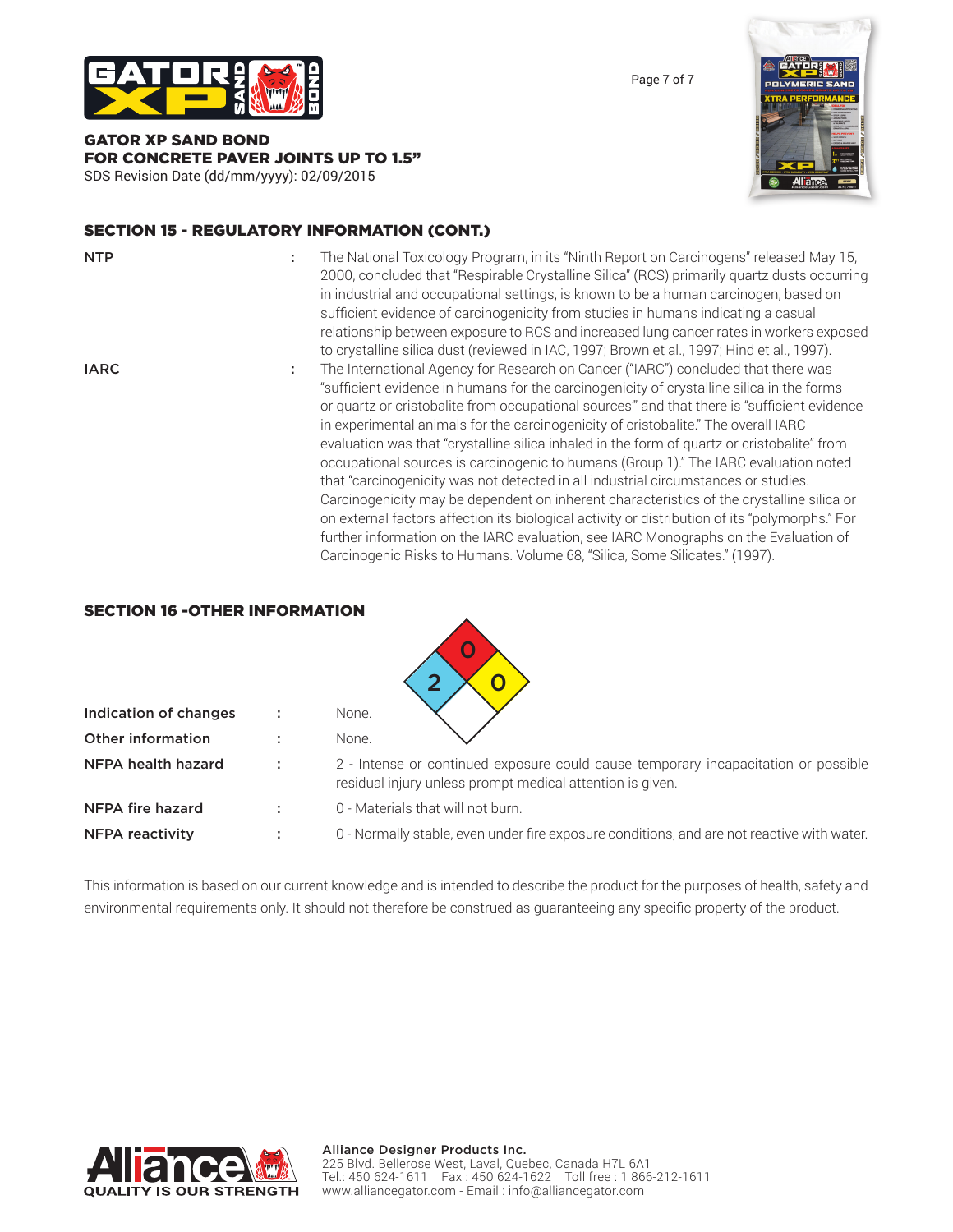## SECTION 15 - REGULATORY INFORMATION (CONT.)

| | | |
|---|---|---|
| NTP | : | The National Toxicology Program, in its "Ninth Report on Carcinogens" released May 15, 2000, concluded that "Respirable Crystalline Silica" (RCS) primarily quartz dusts occurring in industrial and occupational settings, is known to be a human carcinogen, based on sufficient evidence of carcinogenicity from studies in humans indicating a casual relationship between exposure to RCS and increased lung cancer rates in workers exposed to crystalline silica dust (reviewed in IAC, 1997; Brown et al., 1997; Hind et al., 1997). |
| IARC | : | The International Agency for Research on Cancer ("IARC") concluded that there was "sufficient evidence in humans for the carcinogenicity of crystalline silica in the forms or quartz or cristobalite from occupational sources" and that there is "sufficient evidence in experimental animals for the carcinogenicity of cristobalite." The overall IARC evaluation was that "crystalline silica inhaled in the form of quartz or cristobalite" from occupational sources is carcinogenic to humans (Group 1)." The IARC evaluation noted that "carcinogenicity was not detected in all industrial circumstances or studies. Carcinogenicity may be dependent on inherent characteristics of the crystalline silica or on external factors affection its biological activity or distribution of its "polymorphs." For further information on the IARC evaluation, see IARC Monographs on the Evaluation of Carcinogenic Risks to Humans. Volume 68, "Silica, Some Silicates." (1997). |

## SECTION 16 -OTHER INFORMATION

0
2 0

| | | |
|---|---|---|
| **Indication of changes** | : | None. |
| **Other information** | : | None. |
| **NFPA health hazard** | : | 2 - Intense or continued exposure could cause temporary incapacitation or possible residual injury unless prompt medical attention is given. |
| **NFPA fire hazard** | : | 0 - Materials that will not burn. |
| **NFPA reactivity** | : | 0 - Normally stable, even under fire exposure conditions, and are not reactive with water. |

This information is based on our current knowledge and is intended to describe the product for the purposes of health, safety and environmental requirements only. It should not therefore be construed as guaranteeing any specific property of the product.